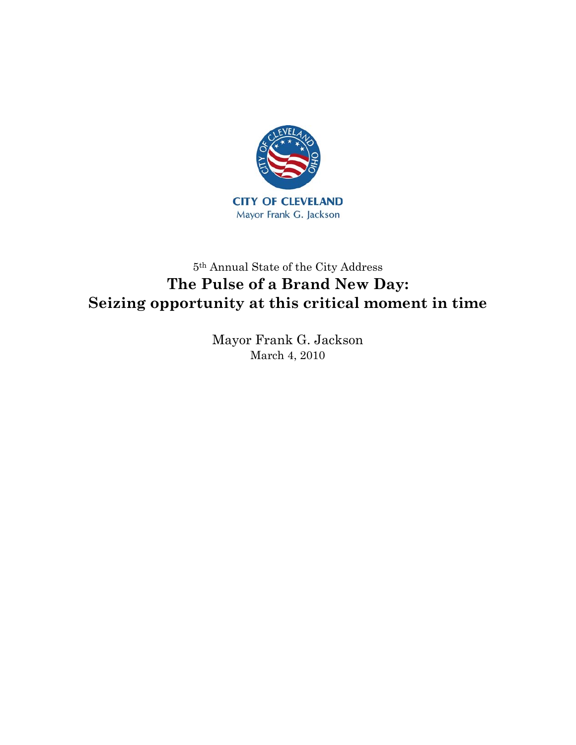CITY OF CLEVELAND
Mayor Frank G. Jackson

5th Annual State of the City Address

# The Pulse of a Brand New Day: Seizing opportunity at this critical moment in time

Mayor Frank G. Jackson
March 4, 2010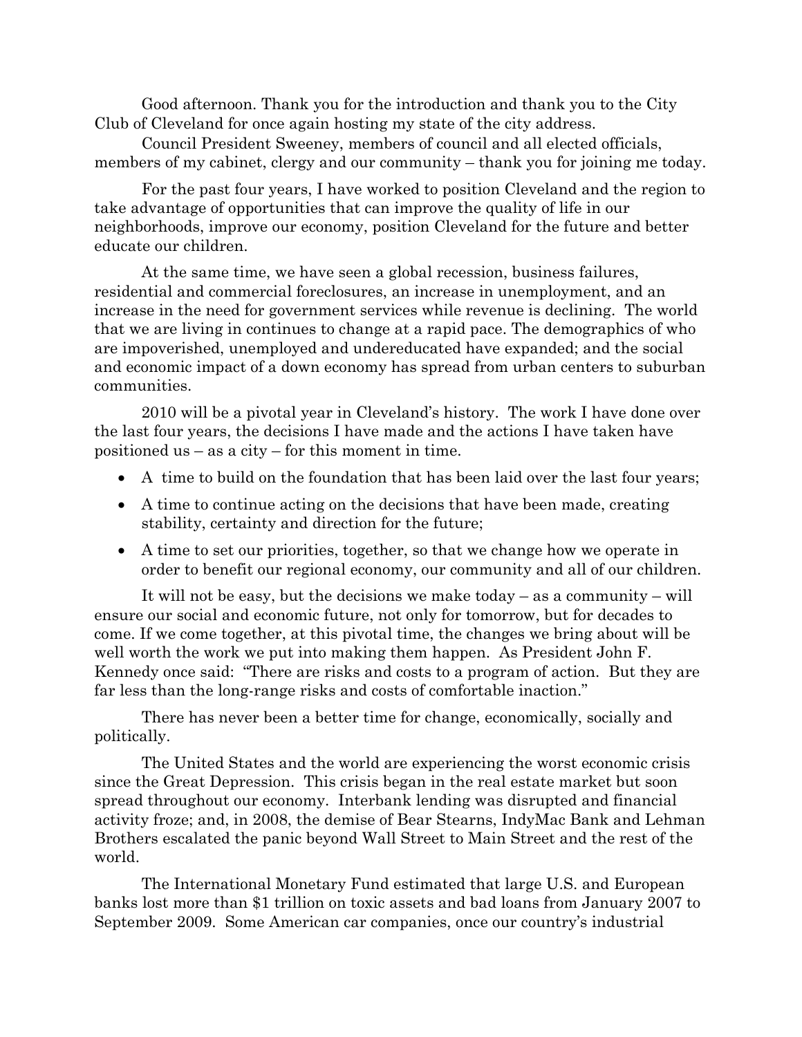Good afternoon. Thank you for the introduction and thank you to the City Club of Cleveland for once again hosting my state of the city address.

Council President Sweeney, members of council and all elected officials, members of my cabinet, clergy and our community – thank you for joining me today.

For the past four years, I have worked to position Cleveland and the region to take advantage of opportunities that can improve the quality of life in our neighborhoods, improve our economy, position Cleveland for the future and better educate our children.

At the same time, we have seen a global recession, business failures, residential and commercial foreclosures, an increase in unemployment, and an increase in the need for government services while revenue is declining. The world that we are living in continues to change at a rapid pace. The demographics of who are impoverished, unemployed and undereducated have expanded; and the social and economic impact of a down economy has spread from urban centers to suburban communities.

2010 will be a pivotal year in Cleveland's history. The work I have done over the last four years, the decisions I have made and the actions I have taken have positioned us – as a city – for this moment in time.

- A time to build on the foundation that has been laid over the last four years;
- A time to continue acting on the decisions that have been made, creating stability, certainty and direction for the future;
- A time to set our priorities, together, so that we change how we operate in order to benefit our regional economy, our community and all of our children.

It will not be easy, but the decisions we make today – as a community – will ensure our social and economic future, not only for tomorrow, but for decades to come. If we come together, at this pivotal time, the changes we bring about will be well worth the work we put into making them happen. As President John F. Kennedy once said: "There are risks and costs to a program of action. But they are far less than the long-range risks and costs of comfortable inaction."

There has never been a better time for change, economically, socially and politically.

The United States and the world are experiencing the worst economic crisis since the Great Depression. This crisis began in the real estate market but soon spread throughout our economy. Interbank lending was disrupted and financial activity froze; and, in 2008, the demise of Bear Stearns, IndyMac Bank and Lehman Brothers escalated the panic beyond Wall Street to Main Street and the rest of the world.

The International Monetary Fund estimated that large U.S. and European banks lost more than $1 trillion on toxic assets and bad loans from January 2007 to September 2009. Some American car companies, once our country's industrial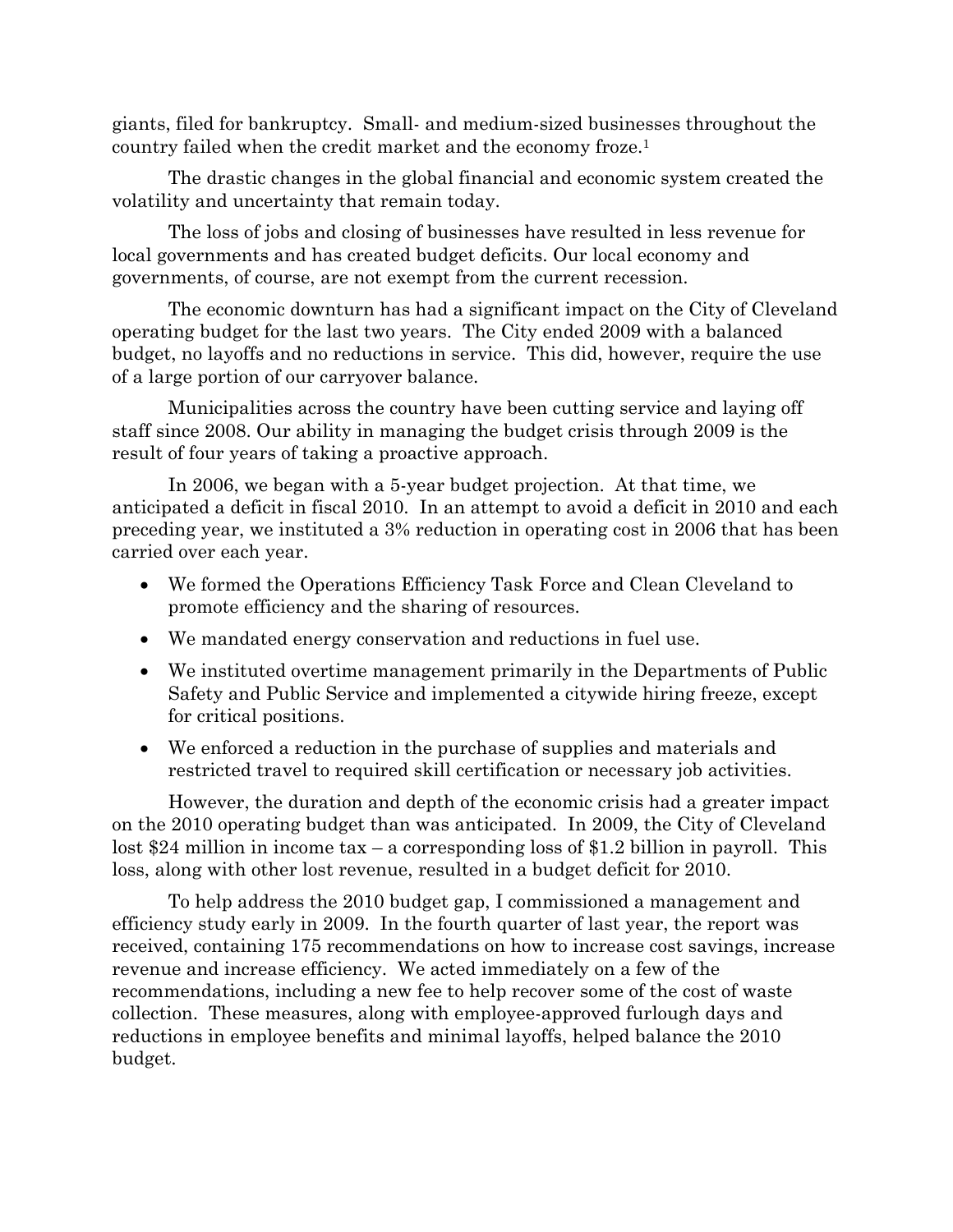giants, filed for bankruptcy. Small- and medium-sized businesses throughout the country failed when the credit market and the economy froze.[1]

The drastic changes in the global financial and economic system created the volatility and uncertainty that remain today.

The loss of jobs and closing of businesses have resulted in less revenue for local governments and has created budget deficits. Our local economy and governments, of course, are not exempt from the current recession.

The economic downturn has had a significant impact on the City of Cleveland operating budget for the last two years. The City ended 2009 with a balanced budget, no layoffs and no reductions in service. This did, however, require the use of a large portion of our carryover balance.

Municipalities across the country have been cutting service and laying off staff since 2008. Our ability in managing the budget crisis through 2009 is the result of four years of taking a proactive approach.

In 2006, we began with a 5-year budget projection. At that time, we anticipated a deficit in fiscal 2010. In an attempt to avoid a deficit in 2010 and each preceding year, we instituted a 3% reduction in operating cost in 2006 that has been carried over each year.

- We formed the Operations Efficiency Task Force and Clean Cleveland to promote efficiency and the sharing of resources.
- We mandated energy conservation and reductions in fuel use.
- We instituted overtime management primarily in the Departments of Public Safety and Public Service and implemented a citywide hiring freeze, except for critical positions.
- We enforced a reduction in the purchase of supplies and materials and restricted travel to required skill certification or necessary job activities.

However, the duration and depth of the economic crisis had a greater impact on the 2010 operating budget than was anticipated. In 2009, the City of Cleveland lost $24 million in income tax – a corresponding loss of $1.2 billion in payroll. This loss, along with other lost revenue, resulted in a budget deficit for 2010.

To help address the 2010 budget gap, I commissioned a management and efficiency study early in 2009. In the fourth quarter of last year, the report was received, containing 175 recommendations on how to increase cost savings, increase revenue and increase efficiency. We acted immediately on a few of the recommendations, including a new fee to help recover some of the cost of waste collection. These measures, along with employee-approved furlough days and reductions in employee benefits and minimal layoffs, helped balance the 2010 budget.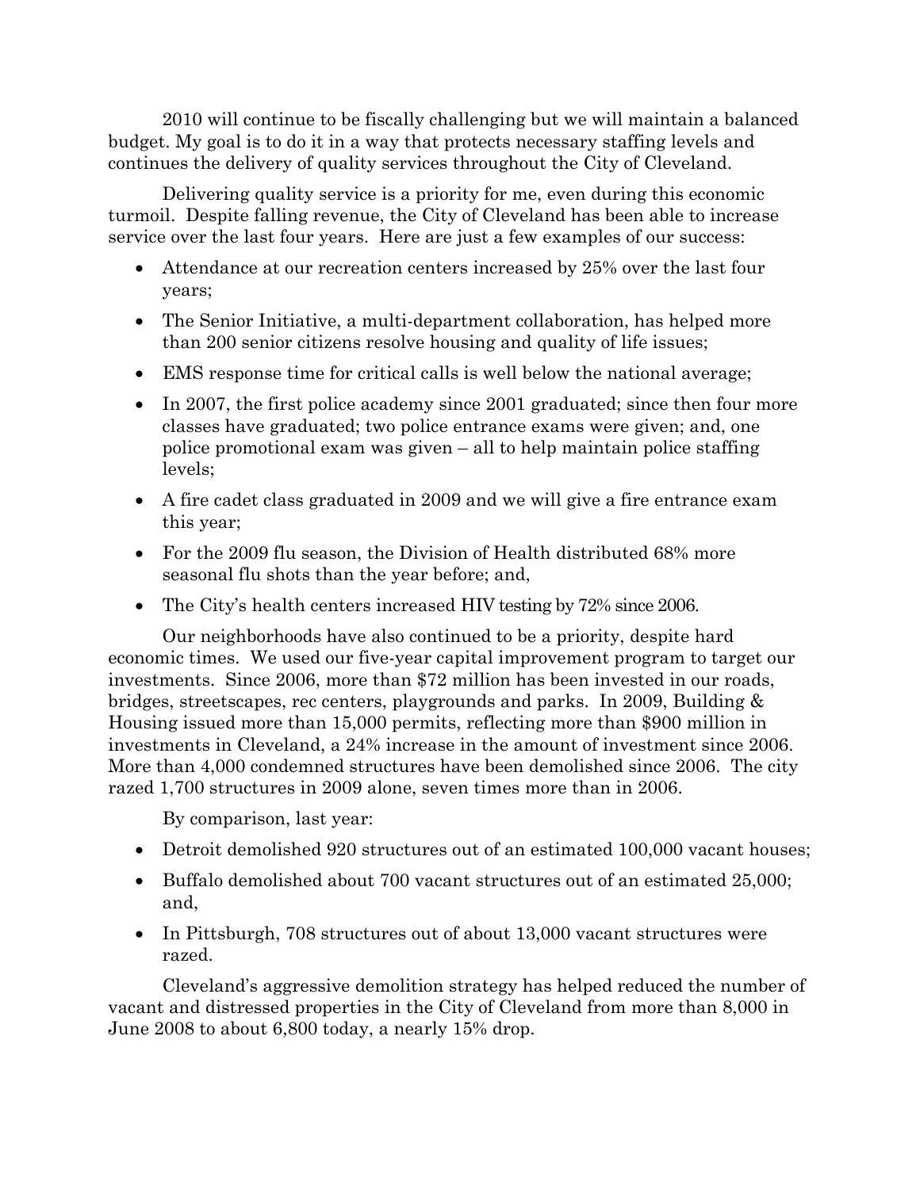2010 will continue to be fiscally challenging but we will maintain a balanced budget. My goal is to do it in a way that protects necessary staffing levels and continues the delivery of quality services throughout the City of Cleveland.

Delivering quality service is a priority for me, even during this economic turmoil. Despite falling revenue, the City of Cleveland has been able to increase service over the last four years. Here are just a few examples of our success:

- Attendance at our recreation centers increased by 25% over the last four years;
- The Senior Initiative, a multi-department collaboration, has helped more than 200 senior citizens resolve housing and quality of life issues;
- EMS response time for critical calls is well below the national average;
- In 2007, the first police academy since 2001 graduated; since then four more classes have graduated; two police entrance exams were given; and, one police promotional exam was given – all to help maintain police staffing levels;
- A fire cadet class graduated in 2009 and we will give a fire entrance exam this year;
- For the 2009 flu season, the Division of Health distributed 68% more seasonal flu shots than the year before; and,
- The City's health centers increased HIV testing by 72% since 2006.

Our neighborhoods have also continued to be a priority, despite hard economic times. We used our five-year capital improvement program to target our investments. Since 2006, more than $72 million has been invested in our roads, bridges, streetscapes, rec centers, playgrounds and parks. In 2009, Building & Housing issued more than 15,000 permits, reflecting more than $900 million in investments in Cleveland, a 24% increase in the amount of investment since 2006. More than 4,000 condemned structures have been demolished since 2006. The city razed 1,700 structures in 2009 alone, seven times more than in 2006.

By comparison, last year:

- Detroit demolished 920 structures out of an estimated 100,000 vacant houses;
- Buffalo demolished about 700 vacant structures out of an estimated 25,000; and,
- In Pittsburgh, 708 structures out of about 13,000 vacant structures were razed.

Cleveland's aggressive demolition strategy has helped reduced the number of vacant and distressed properties in the City of Cleveland from more than 8,000 in June 2008 to about 6,800 today, a nearly 15% drop.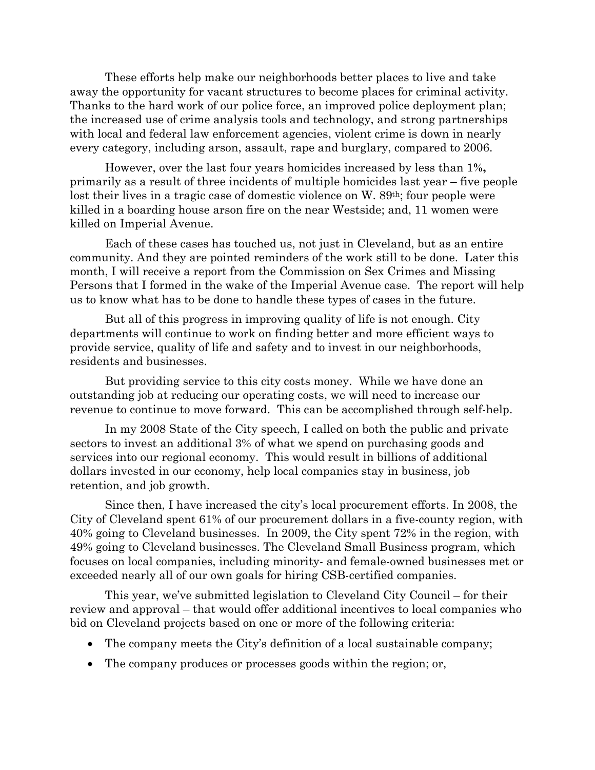These efforts help make our neighborhoods better places to live and take away the opportunity for vacant structures to become places for criminal activity. Thanks to the hard work of our police force, an improved police deployment plan; the increased use of crime analysis tools and technology, and strong partnerships with local and federal law enforcement agencies, violent crime is down in nearly every category, including arson, assault, rape and burglary, compared to 2006.

However, over the last four years homicides increased by less than 1**%,** primarily as a result of three incidents of multiple homicides last year – five people lost their lives in a tragic case of domestic violence on W. 89th; four people were killed in a boarding house arson fire on the near Westside; and, 11 women were killed on Imperial Avenue.

Each of these cases has touched us, not just in Cleveland, but as an entire community. And they are pointed reminders of the work still to be done. Later this month, I will receive a report from the Commission on Sex Crimes and Missing Persons that I formed in the wake of the Imperial Avenue case. The report will help us to know what has to be done to handle these types of cases in the future.

But all of this progress in improving quality of life is not enough. City departments will continue to work on finding better and more efficient ways to provide service, quality of life and safety and to invest in our neighborhoods, residents and businesses.

But providing service to this city costs money. While we have done an outstanding job at reducing our operating costs, we will need to increase our revenue to continue to move forward. This can be accomplished through self-help.

In my 2008 State of the City speech, I called on both the public and private sectors to invest an additional 3% of what we spend on purchasing goods and services into our regional economy. This would result in billions of additional dollars invested in our economy, help local companies stay in business, job retention, and job growth.

Since then, I have increased the city's local procurement efforts. In 2008, the City of Cleveland spent 61% of our procurement dollars in a five-county region, with 40% going to Cleveland businesses. In 2009, the City spent 72% in the region, with 49% going to Cleveland businesses. The Cleveland Small Business program, which focuses on local companies, including minority- and female-owned businesses met or exceeded nearly all of our own goals for hiring CSB-certified companies.

This year, we've submitted legislation to Cleveland City Council – for their review and approval – that would offer additional incentives to local companies who bid on Cleveland projects based on one or more of the following criteria:

- The company meets the City's definition of a local sustainable company;
- The company produces or processes goods within the region; or,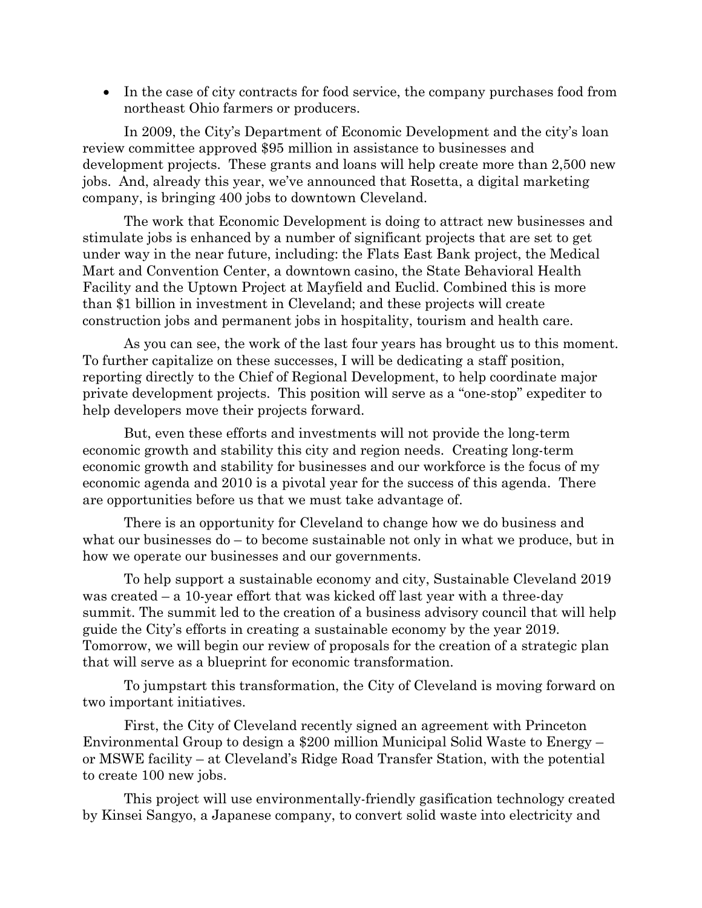- In the case of city contracts for food service, the company purchases food from northeast Ohio farmers or producers.

In 2009, the City's Department of Economic Development and the city's loan review committee approved $95 million in assistance to businesses and development projects. These grants and loans will help create more than 2,500 new jobs. And, already this year, we've announced that Rosetta, a digital marketing company, is bringing 400 jobs to downtown Cleveland.

The work that Economic Development is doing to attract new businesses and stimulate jobs is enhanced by a number of significant projects that are set to get under way in the near future, including: the Flats East Bank project, the Medical Mart and Convention Center, a downtown casino, the State Behavioral Health Facility and the Uptown Project at Mayfield and Euclid. Combined this is more than $1 billion in investment in Cleveland; and these projects will create construction jobs and permanent jobs in hospitality, tourism and health care.

As you can see, the work of the last four years has brought us to this moment. To further capitalize on these successes, I will be dedicating a staff position, reporting directly to the Chief of Regional Development, to help coordinate major private development projects. This position will serve as a "one-stop" expediter to help developers move their projects forward.

But, even these efforts and investments will not provide the long-term economic growth and stability this city and region needs. Creating long-term economic growth and stability for businesses and our workforce is the focus of my economic agenda and 2010 is a pivotal year for the success of this agenda. There are opportunities before us that we must take advantage of.

There is an opportunity for Cleveland to change how we do business and what our businesses do – to become sustainable not only in what we produce, but in how we operate our businesses and our governments.

To help support a sustainable economy and city, Sustainable Cleveland 2019 was created – a 10-year effort that was kicked off last year with a three-day summit. The summit led to the creation of a business advisory council that will help guide the City's efforts in creating a sustainable economy by the year 2019. Tomorrow, we will begin our review of proposals for the creation of a strategic plan that will serve as a blueprint for economic transformation.

To jumpstart this transformation, the City of Cleveland is moving forward on two important initiatives.

First, the City of Cleveland recently signed an agreement with Princeton Environmental Group to design a $200 million Municipal Solid Waste to Energy – or MSWE facility – at Cleveland's Ridge Road Transfer Station, with the potential to create 100 new jobs.

This project will use environmentally-friendly gasification technology created by Kinsei Sangyo, a Japanese company, to convert solid waste into electricity and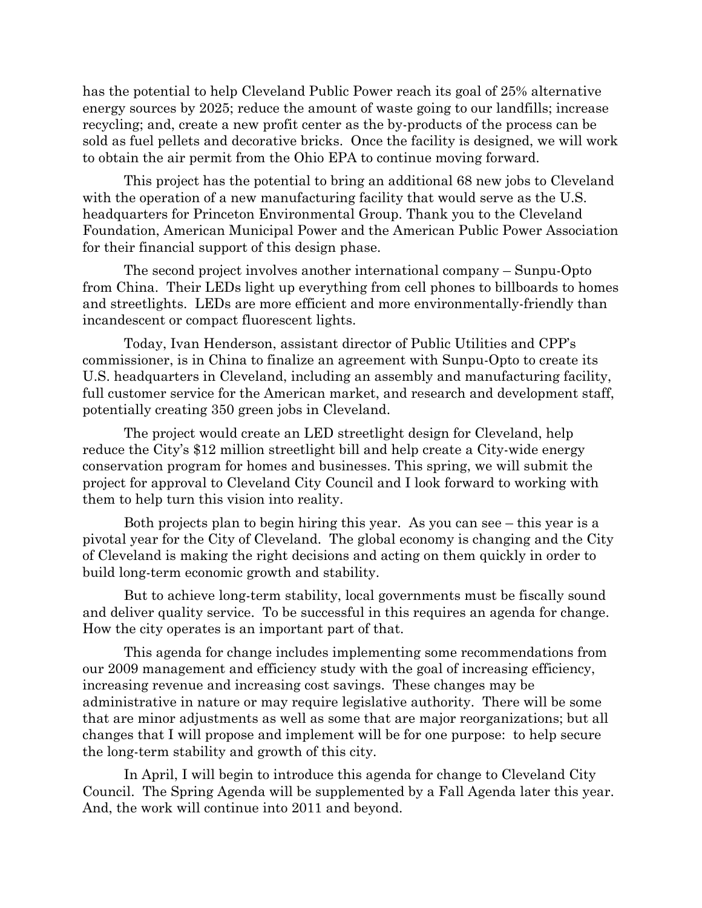has the potential to help Cleveland Public Power reach its goal of 25% alternative energy sources by 2025; reduce the amount of waste going to our landfills; increase recycling; and, create a new profit center as the by-products of the process can be sold as fuel pellets and decorative bricks. Once the facility is designed, we will work to obtain the air permit from the Ohio EPA to continue moving forward.

This project has the potential to bring an additional 68 new jobs to Cleveland with the operation of a new manufacturing facility that would serve as the U.S. headquarters for Princeton Environmental Group. Thank you to the Cleveland Foundation, American Municipal Power and the American Public Power Association for their financial support of this design phase.

The second project involves another international company – Sunpu-Opto from China. Their LEDs light up everything from cell phones to billboards to homes and streetlights. LEDs are more efficient and more environmentally-friendly than incandescent or compact fluorescent lights.

Today, Ivan Henderson, assistant director of Public Utilities and CPP's commissioner, is in China to finalize an agreement with Sunpu-Opto to create its U.S. headquarters in Cleveland, including an assembly and manufacturing facility, full customer service for the American market, and research and development staff, potentially creating 350 green jobs in Cleveland.

The project would create an LED streetlight design for Cleveland, help reduce the City's $12 million streetlight bill and help create a City-wide energy conservation program for homes and businesses. This spring, we will submit the project for approval to Cleveland City Council and I look forward to working with them to help turn this vision into reality.

Both projects plan to begin hiring this year. As you can see – this year is a pivotal year for the City of Cleveland. The global economy is changing and the City of Cleveland is making the right decisions and acting on them quickly in order to build long-term economic growth and stability.

But to achieve long-term stability, local governments must be fiscally sound and deliver quality service. To be successful in this requires an agenda for change. How the city operates is an important part of that.

This agenda for change includes implementing some recommendations from our 2009 management and efficiency study with the goal of increasing efficiency, increasing revenue and increasing cost savings. These changes may be administrative in nature or may require legislative authority. There will be some that are minor adjustments as well as some that are major reorganizations; but all changes that I will propose and implement will be for one purpose: to help secure the long-term stability and growth of this city.

In April, I will begin to introduce this agenda for change to Cleveland City Council. The Spring Agenda will be supplemented by a Fall Agenda later this year. And, the work will continue into 2011 and beyond.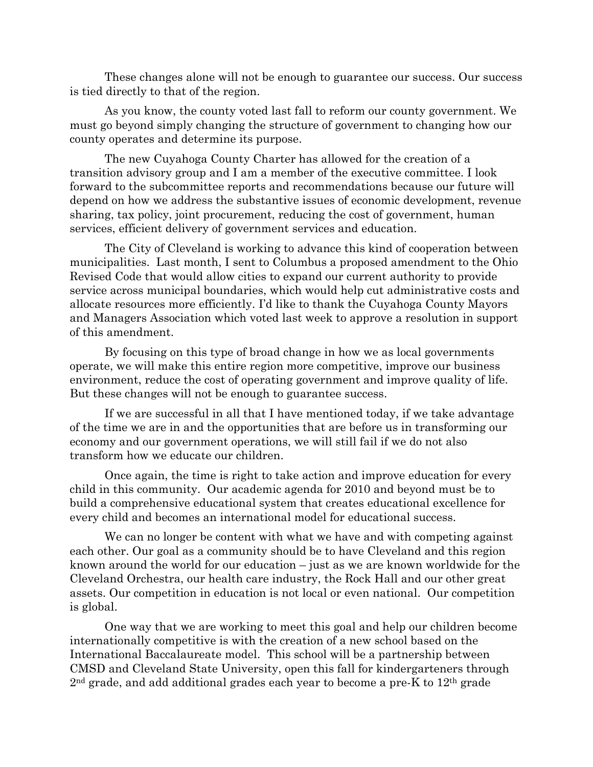These changes alone will not be enough to guarantee our success. Our success is tied directly to that of the region.

As you know, the county voted last fall to reform our county government. We must go beyond simply changing the structure of government to changing how our county operates and determine its purpose.

The new Cuyahoga County Charter has allowed for the creation of a transition advisory group and I am a member of the executive committee. I look forward to the subcommittee reports and recommendations because our future will depend on how we address the substantive issues of economic development, revenue sharing, tax policy, joint procurement, reducing the cost of government, human services, efficient delivery of government services and education.

The City of Cleveland is working to advance this kind of cooperation between municipalities. Last month, I sent to Columbus a proposed amendment to the Ohio Revised Code that would allow cities to expand our current authority to provide service across municipal boundaries, which would help cut administrative costs and allocate resources more efficiently. I'd like to thank the Cuyahoga County Mayors and Managers Association which voted last week to approve a resolution in support of this amendment.

By focusing on this type of broad change in how we as local governments operate, we will make this entire region more competitive, improve our business environment, reduce the cost of operating government and improve quality of life. But these changes will not be enough to guarantee success.

If we are successful in all that I have mentioned today, if we take advantage of the time we are in and the opportunities that are before us in transforming our economy and our government operations, we will still fail if we do not also transform how we educate our children.

Once again, the time is right to take action and improve education for every child in this community. Our academic agenda for 2010 and beyond must be to build a comprehensive educational system that creates educational excellence for every child and becomes an international model for educational success.

We can no longer be content with what we have and with competing against each other. Our goal as a community should be to have Cleveland and this region known around the world for our education – just as we are known worldwide for the Cleveland Orchestra, our health care industry, the Rock Hall and our other great assets. Our competition in education is not local or even national. Our competition is global.

One way that we are working to meet this goal and help our children become internationally competitive is with the creation of a new school based on the International Baccalaureate model. This school will be a partnership between CMSD and Cleveland State University, open this fall for kindergarteners through 2nd grade, and add additional grades each year to become a pre-K to 12th grade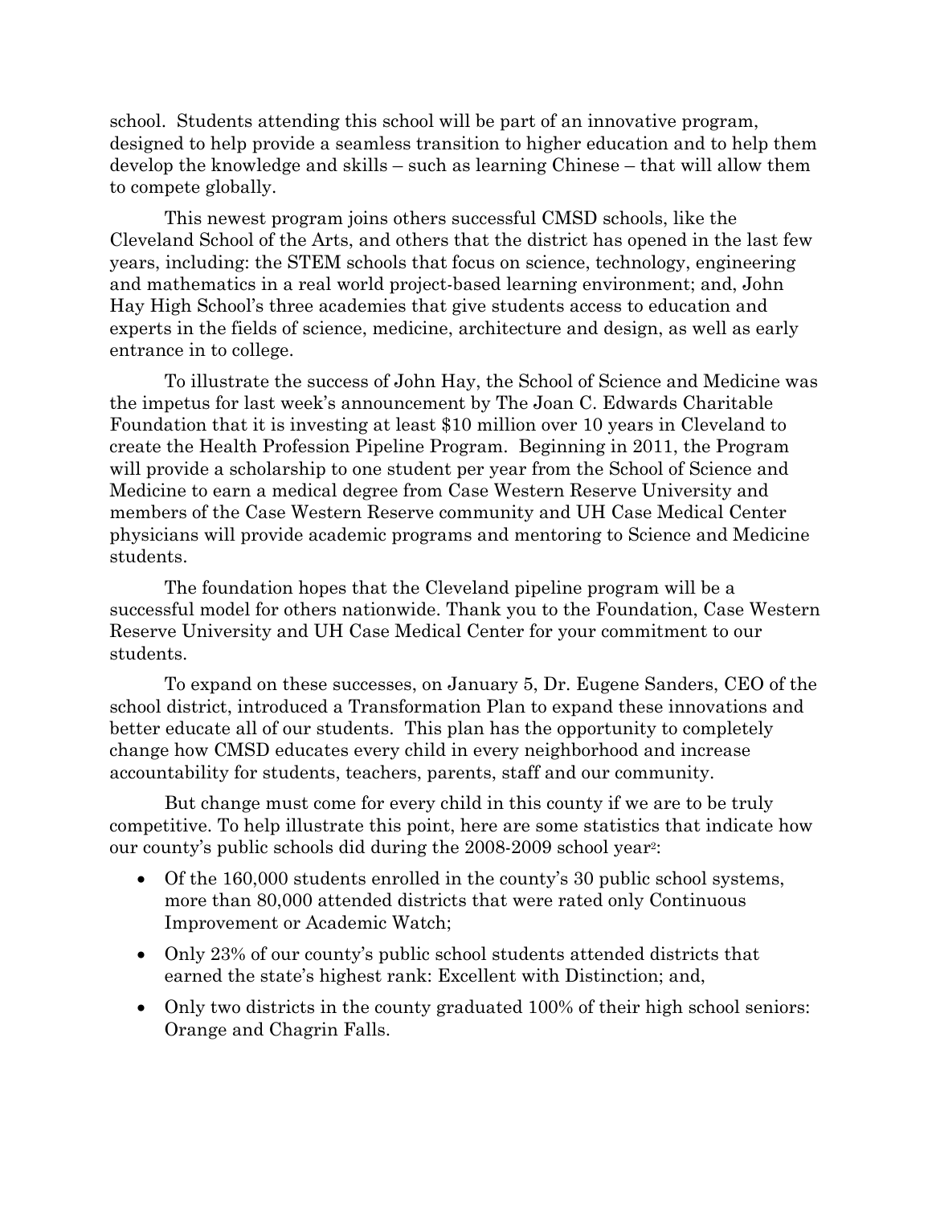school. Students attending this school will be part of an innovative program, designed to help provide a seamless transition to higher education and to help them develop the knowledge and skills – such as learning Chinese – that will allow them to compete globally.

This newest program joins others successful CMSD schools, like the Cleveland School of the Arts, and others that the district has opened in the last few years, including: the STEM schools that focus on science, technology, engineering and mathematics in a real world project-based learning environment; and, John Hay High School's three academies that give students access to education and experts in the fields of science, medicine, architecture and design, as well as early entrance in to college.

To illustrate the success of John Hay, the School of Science and Medicine was the impetus for last week's announcement by The Joan C. Edwards Charitable Foundation that it is investing at least $10 million over 10 years in Cleveland to create the Health Profession Pipeline Program. Beginning in 2011, the Program will provide a scholarship to one student per year from the School of Science and Medicine to earn a medical degree from Case Western Reserve University and members of the Case Western Reserve community and UH Case Medical Center physicians will provide academic programs and mentoring to Science and Medicine students.

The foundation hopes that the Cleveland pipeline program will be a successful model for others nationwide. Thank you to the Foundation, Case Western Reserve University and UH Case Medical Center for your commitment to our students.

To expand on these successes, on January 5, Dr. Eugene Sanders, CEO of the school district, introduced a Transformation Plan to expand these innovations and better educate all of our students. This plan has the opportunity to completely change how CMSD educates every child in every neighborhood and increase accountability for students, teachers, parents, staff and our community.

But change must come for every child in this county if we are to be truly competitive. To help illustrate this point, here are some statistics that indicate how our county's public schools did during the 2008-2009 school year[2]:

- Of the 160,000 students enrolled in the county's 30 public school systems, more than 80,000 attended districts that were rated only Continuous Improvement or Academic Watch;
- Only 23% of our county's public school students attended districts that earned the state's highest rank: Excellent with Distinction; and,
- Only two districts in the county graduated 100% of their high school seniors: Orange and Chagrin Falls.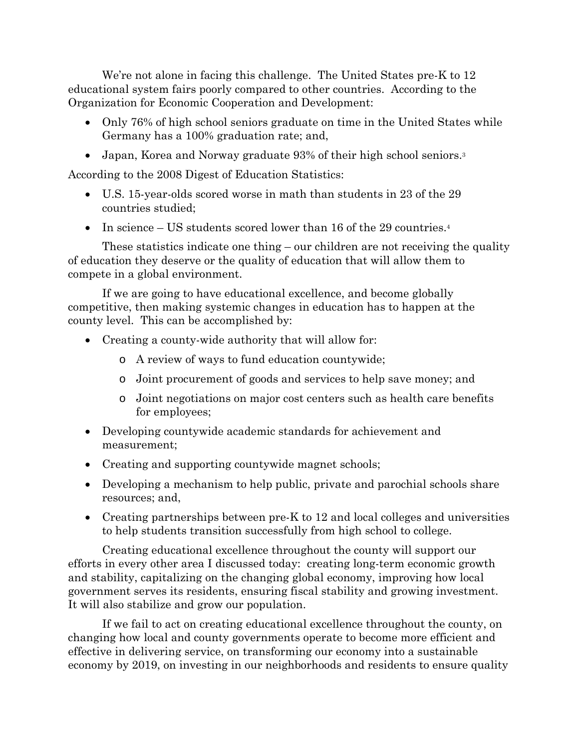We're not alone in facing this challenge. The United States pre-K to 12 educational system fairs poorly compared to other countries. According to the Organization for Economic Cooperation and Development:

- Only 76% of high school seniors graduate on time in the United States while Germany has a 100% graduation rate; and,
- Japan, Korea and Norway graduate 93% of their high school seniors.[3]

According to the 2008 Digest of Education Statistics:

- U.S. 15-year-olds scored worse in math than students in 23 of the 29 countries studied;
- In science – US students scored lower than 16 of the 29 countries.[4]

These statistics indicate one thing – our children are not receiving the quality of education they deserve or the quality of education that will allow them to compete in a global environment.

If we are going to have educational excellence, and become globally competitive, then making systemic changes in education has to happen at the county level. This can be accomplished by:

- Creating a county-wide authority that will allow for:
  - A review of ways to fund education countywide;
  - Joint procurement of goods and services to help save money; and
  - Joint negotiations on major cost centers such as health care benefits for employees;
- Developing countywide academic standards for achievement and measurement;
- Creating and supporting countywide magnet schools;
- Developing a mechanism to help public, private and parochial schools share resources; and,
- Creating partnerships between pre-K to 12 and local colleges and universities to help students transition successfully from high school to college.

Creating educational excellence throughout the county will support our efforts in every other area I discussed today: creating long-term economic growth and stability, capitalizing on the changing global economy, improving how local government serves its residents, ensuring fiscal stability and growing investment. It will also stabilize and grow our population.

If we fail to act on creating educational excellence throughout the county, on changing how local and county governments operate to become more efficient and effective in delivering service, on transforming our economy into a sustainable economy by 2019, on investing in our neighborhoods and residents to ensure quality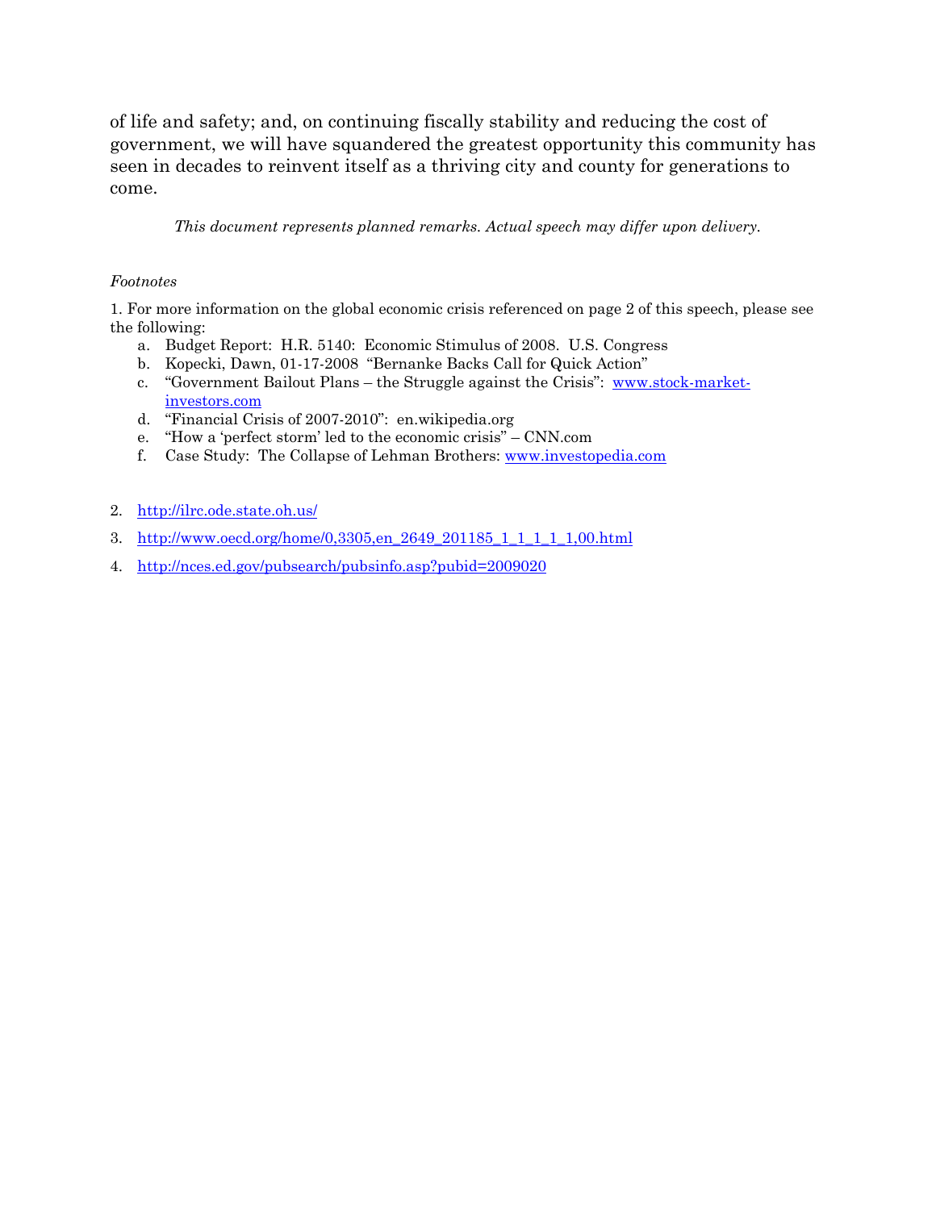of life and safety; and, on continuing fiscally stability and reducing the cost of government, we will have squandered the greatest opportunity this community has seen in decades to reinvent itself as a thriving city and county for generations to come.

*This document represents planned remarks. Actual speech may differ upon delivery.*

*Footnotes*

1. For more information on the global economic crisis referenced on page 2 of this speech, please see the following:
   a. Budget Report: H.R. 5140: Economic Stimulus of 2008. U.S. Congress
   b. Kopecki, Dawn, 01-17-2008 "Bernanke Backs Call for Quick Action"
   c. "Government Bailout Plans – the Struggle against the Crisis": www.stock-market-investors.com
   d. "Financial Crisis of 2007-2010": en.wikipedia.org
   e. "How a 'perfect storm' led to the economic crisis" – CNN.com
   f. Case Study: The Collapse of Lehman Brothers: www.investopedia.com

2. http://ilrc.ode.state.oh.us/

3. http://www.oecd.org/home/0,3305,en_2649_201185_1_1_1_1_1,00.html

4. http://nces.ed.gov/pubsearch/pubsinfo.asp?pubid=2009020